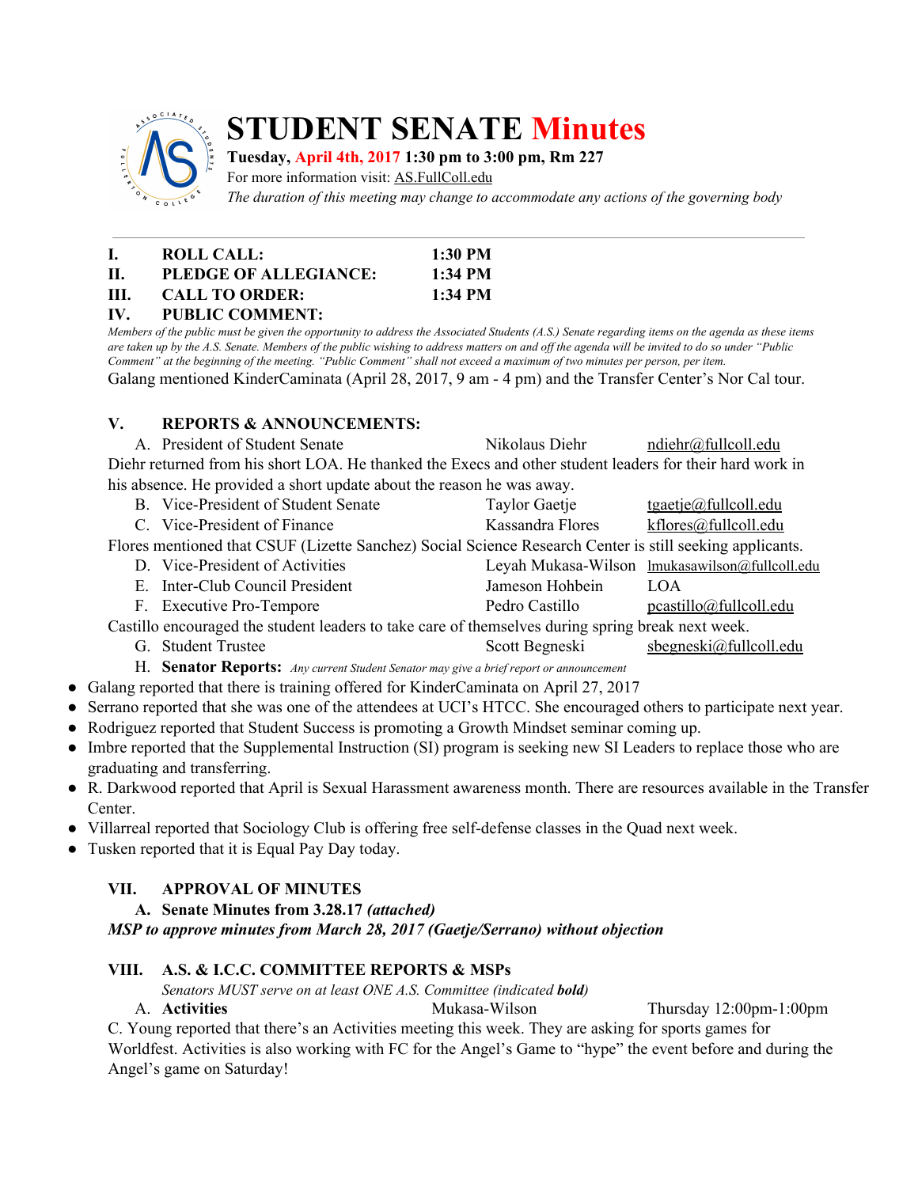# STUDENT SENATE Minutes

**Tuesday, April 4th, 2017 1:30 pm to 3:00 pm, Rm 227**
For more information visit: AS.FullColl.edu
*The duration of this meeting may change to accommodate any actions of the governing body*

---

**I. ROLL CALL: 1:30 PM**
**II. PLEDGE OF ALLEGIANCE: 1:34 PM**
**III. CALL TO ORDER: 1:34 PM**
**IV. PUBLIC COMMENT:**

*Members of the public must be given the opportunity to address the Associated Students (A.S.) Senate regarding items on the agenda as these items are taken up by the A.S. Senate. Members of the public wishing to address matters on and off the agenda will be invited to do so under "Public Comment" at the beginning of the meeting. "Public Comment" shall not exceed a maximum of two minutes per person, per item.*

Galang mentioned KinderCaminata (April 28, 2017, 9 am - 4 pm) and the Transfer Center's Nor Cal tour.

**V. REPORTS & ANNOUNCEMENTS:**

A. President of Student Senate — Nikolaus Diehr — ndiehr@fullcoll.edu

Diehr returned from his short LOA. He thanked the Execs and other student leaders for their hard work in his absence. He provided a short update about the reason he was away.

B. Vice-President of Student Senate — Taylor Gaetje — tgaetje@fullcoll.edu

C. Vice-President of Finance — Kassandra Flores — kflores@fullcoll.edu

Flores mentioned that CSUF (Lizette Sanchez) Social Science Research Center is still seeking applicants.

D. Vice-President of Activities — Leyah Mukasa-Wilson — lmukasawilson@fullcoll.edu

E. Inter-Club Council President — Jameson Hohbein — LOA

F. Executive Pro-Tempore — Pedro Castillo — pcastillo@fullcoll.edu

Castillo encouraged the student leaders to take care of themselves during spring break next week.

G. Student Trustee — Scott Begneski — sbegneski@fullcoll.edu

H. **Senator Reports:** *Any current Student Senator may give a brief report or announcement*

- Galang reported that there is training offered for KinderCaminata on April 27, 2017
- Serrano reported that she was one of the attendees at UCI's HTCC. She encouraged others to participate next year.
- Rodriguez reported that Student Success is promoting a Growth Mindset seminar coming up.
- Imbre reported that the Supplemental Instruction (SI) program is seeking new SI Leaders to replace those who are graduating and transferring.
- R. Darkwood reported that April is Sexual Harassment awareness month. There are resources available in the Transfer Center.
- Villarreal reported that Sociology Club is offering free self-defense classes in the Quad next week.
- Tusken reported that it is Equal Pay Day today.

**VII. APPROVAL OF MINUTES**

**A. Senate Minutes from 3.28.17 *(attached)***

***MSP to approve minutes from March 28, 2017 (Gaetje/Serrano) without objection***

**VIII. A.S. & I.C.C. COMMITTEE REPORTS & MSPs**

*Senators MUST serve on at least ONE A.S. Committee (indicated **bold**)*

A. **Activities** — Mukasa-Wilson — Thursday 12:00pm-1:00pm

C. Young reported that there's an Activities meeting this week. They are asking for sports games for Worldfest. Activities is also working with FC for the Angel's Game to "hype" the event before and during the Angel's game on Saturday!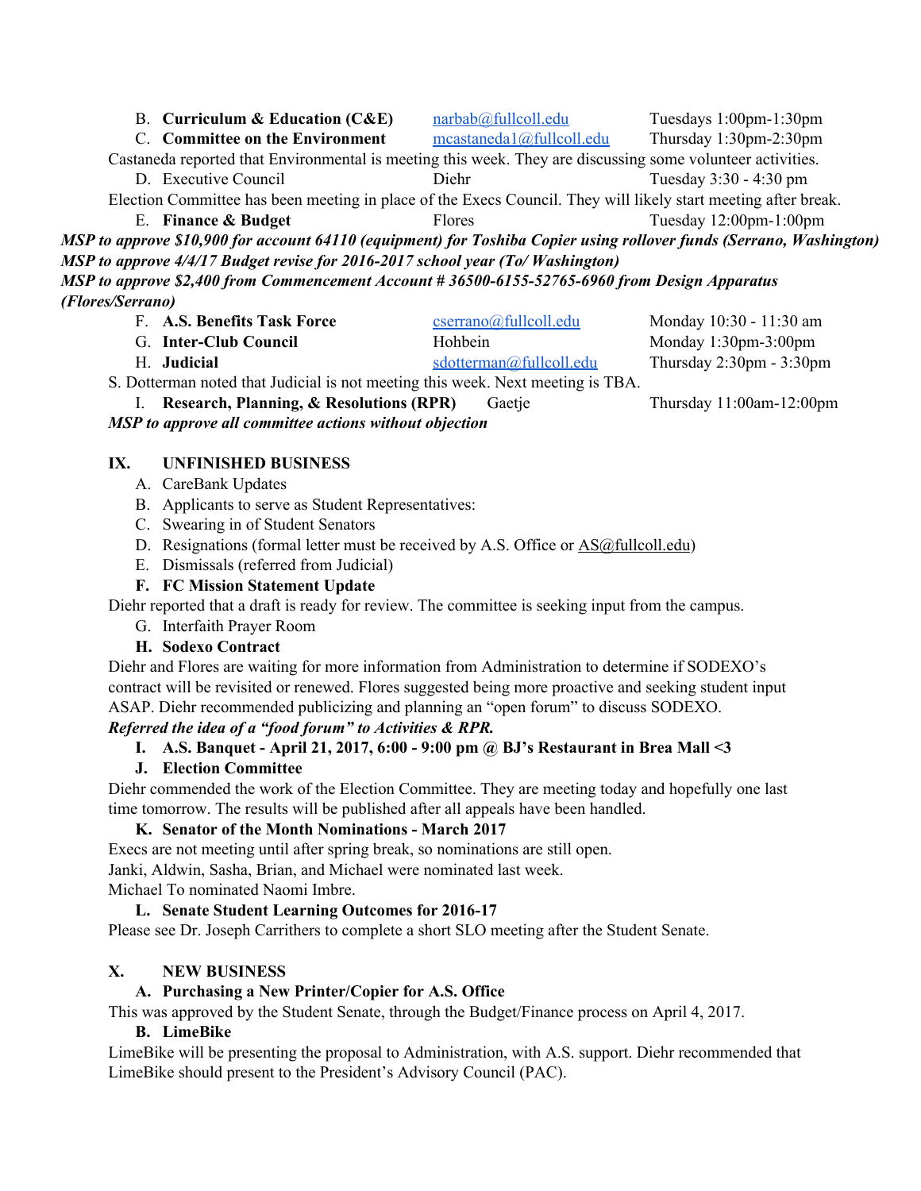B. **Curriculum & Education (C&E)** narbab@fullcoll.edu Tuesdays 1:00pm-1:30pm

C. **Committee on the Environment** mcastaneda1@fullcoll.edu Thursday 1:30pm-2:30pm

Castaneda reported that Environmental is meeting this week. They are discussing some volunteer activities.

D. Executive Council Diehr Tuesday 3:30 - 4:30 pm

Election Committee has been meeting in place of the Execs Council. They will likely start meeting after break.

E. **Finance & Budget** Flores Tuesday 12:00pm-1:00pm

***MSP to approve $10,900 for account 64110 (equipment) for Toshiba Copier using rollover funds (Serrano, Washington)***

***MSP to approve 4/4/17 Budget revise for 2016-2017 school year (To/ Washington)***

***MSP to approve $2,400 from Commencement Account # 36500-6155-52765-6960 from Design Apparatus (Flores/Serrano)***

F. **A.S. Benefits Task Force** cserrano@fullcoll.edu Monday 10:30 - 11:30 am

G. **Inter-Club Council** Hohbein Monday 1:30pm-3:00pm

H. **Judicial** sdotterman@fullcoll.edu Thursday 2:30pm - 3:30pm

S. Dotterman noted that Judicial is not meeting this week. Next meeting is TBA.

I. **Research, Planning, & Resolutions (RPR)** Gaetje Thursday 11:00am-12:00pm

***MSP to approve all committee actions without objection***

## IX. UNFINISHED BUSINESS

A. CareBank Updates

B. Applicants to serve as Student Representatives:

C. Swearing in of Student Senators

D. Resignations (formal letter must be received by A.S. Office or AS@fullcoll.edu)

E. Dismissals (referred from Judicial)

F. **FC Mission Statement Update**

Diehr reported that a draft is ready for review. The committee is seeking input from the campus.

G. Interfaith Prayer Room

H. **Sodexo Contract**

Diehr and Flores are waiting for more information from Administration to determine if SODEXO's contract will be revisited or renewed. Flores suggested being more proactive and seeking student input ASAP. Diehr recommended publicizing and planning an "open forum" to discuss SODEXO.

***Referred the idea of a "food forum" to Activities & RPR.***

I. **A.S. Banquet - April 21, 2017, 6:00 - 9:00 pm @ BJ's Restaurant in Brea Mall <3**

J. **Election Committee**

Diehr commended the work of the Election Committee. They are meeting today and hopefully one last time tomorrow. The results will be published after all appeals have been handled.

K. **Senator of the Month Nominations - March 2017**

Execs are not meeting until after spring break, so nominations are still open.

Janki, Aldwin, Sasha, Brian, and Michael were nominated last week.

Michael To nominated Naomi Imbre.

L. **Senate Student Learning Outcomes for 2016-17**

Please see Dr. Joseph Carrithers to complete a short SLO meeting after the Student Senate.

## X. NEW BUSINESS

A. **Purchasing a New Printer/Copier for A.S. Office**

This was approved by the Student Senate, through the Budget/Finance process on April 4, 2017.

B. **LimeBike**

LimeBike will be presenting the proposal to Administration, with A.S. support. Diehr recommended that LimeBike should present to the President's Advisory Council (PAC).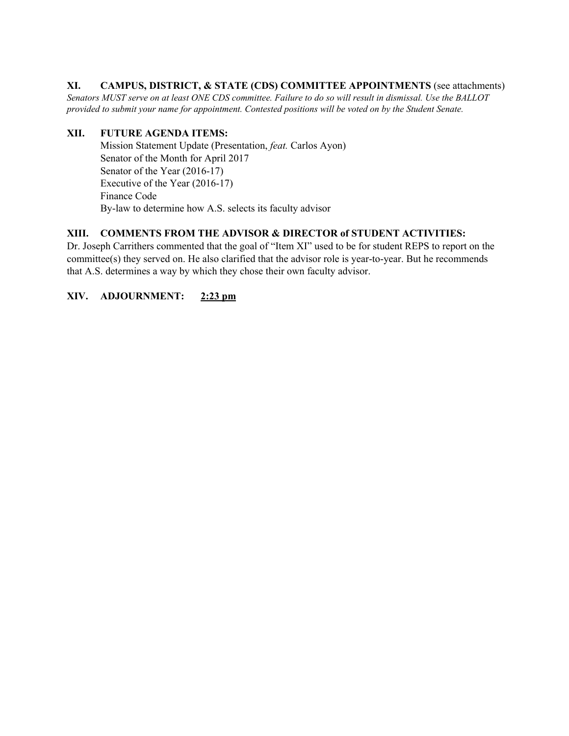## XI. CAMPUS, DISTRICT, & STATE (CDS) COMMITTEE APPOINTMENTS (see attachments)

*Senators MUST serve on at least ONE CDS committee. Failure to do so will result in dismissal. Use the BALLOT provided to submit your name for appointment. Contested positions will be voted on by the Student Senate.*

## XII. FUTURE AGENDA ITEMS:

Mission Statement Update (Presentation, *feat.* Carlos Ayon)
Senator of the Month for April 2017
Senator of the Year (2016-17)
Executive of the Year (2016-17)
Finance Code
By-law to determine how A.S. selects its faculty advisor

## XIII. COMMENTS FROM THE ADVISOR & DIRECTOR of STUDENT ACTIVITIES:

Dr. Joseph Carrithers commented that the goal of "Item XI" used to be for student REPS to report on the committee(s) they served on. He also clarified that the advisor role is year-to-year. But he recommends that A.S. determines a way by which they chose their own faculty advisor.

## XIV. ADJOURNMENT: 2:23 pm